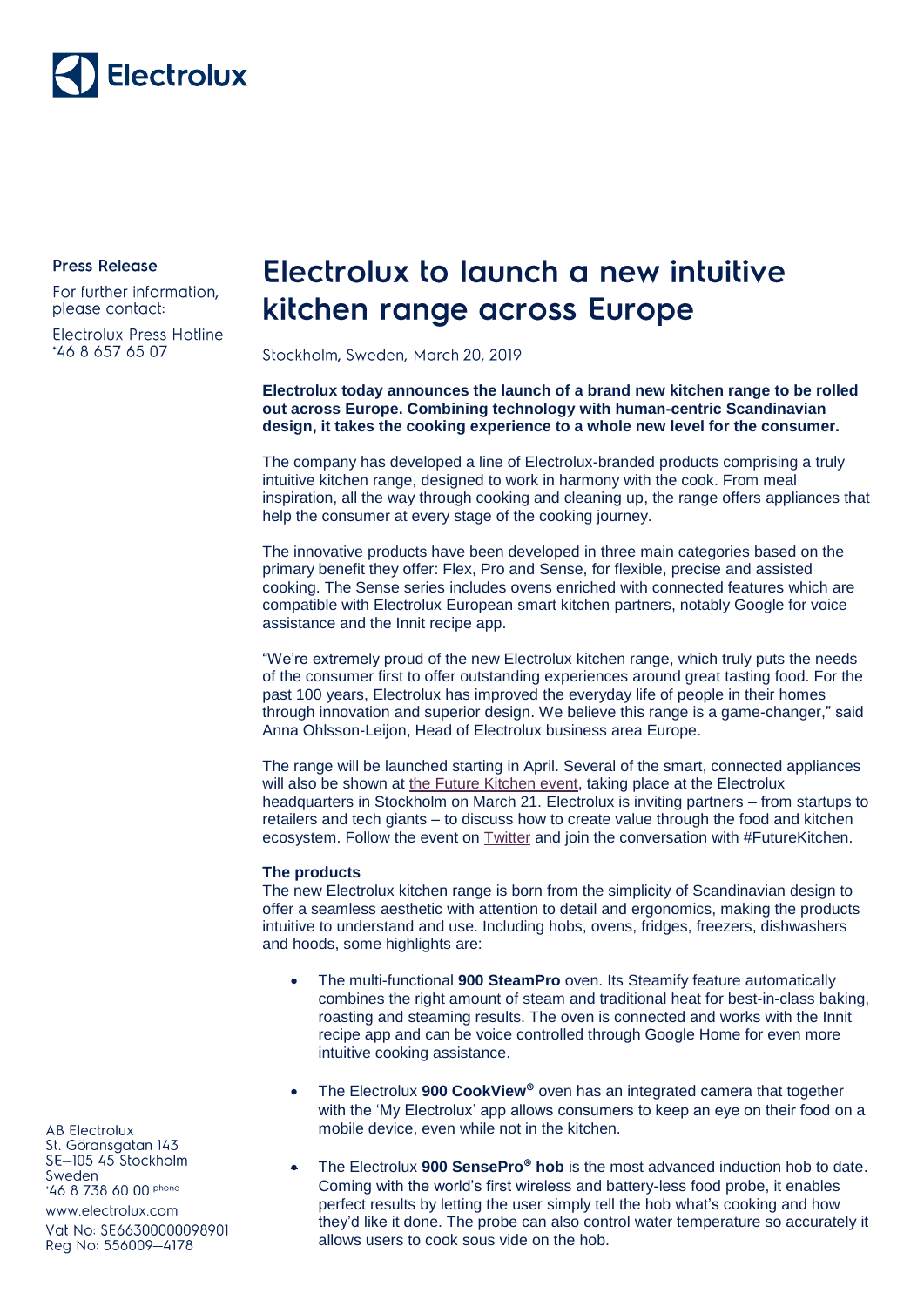Electrolux

**Press Release**

For further information, please contact:

Electrolux Press Hotline
+46 8 657 65 07

# Electrolux to launch a new intuitive kitchen range across Europe

Stockholm, Sweden, March 20, 2019

**Electrolux today announces the launch of a brand new kitchen range to be rolled out across Europe. Combining technology with human-centric Scandinavian design, it takes the cooking experience to a whole new level for the consumer.**

The company has developed a line of Electrolux-branded products comprising a truly intuitive kitchen range, designed to work in harmony with the cook. From meal inspiration, all the way through cooking and cleaning up, the range offers appliances that help the consumer at every stage of the cooking journey.

The innovative products have been developed in three main categories based on the primary benefit they offer: Flex, Pro and Sense, for flexible, precise and assisted cooking. The Sense series includes ovens enriched with connected features which are compatible with Electrolux European smart kitchen partners, notably Google for voice assistance and the Innit recipe app.

"We're extremely proud of the new Electrolux kitchen range, which truly puts the needs of the consumer first to offer outstanding experiences around great tasting food. For the past 100 years, Electrolux has improved the everyday life of people in their homes through innovation and superior design. We believe this range is a game-changer," said Anna Ohlsson-Leijon, Head of Electrolux business area Europe.

The range will be launched starting in April. Several of the smart, connected appliances will also be shown at the Future Kitchen event, taking place at the Electrolux headquarters in Stockholm on March 21. Electrolux is inviting partners – from startups to retailers and tech giants – to discuss how to create value through the food and kitchen ecosystem. Follow the event on Twitter and join the conversation with #FutureKitchen.

**The products**

The new Electrolux kitchen range is born from the simplicity of Scandinavian design to offer a seamless aesthetic with attention to detail and ergonomics, making the products intuitive to understand and use. Including hobs, ovens, fridges, freezers, dishwashers and hoods, some highlights are:

- The multi-functional **900 SteamPro** oven. Its Steamify feature automatically combines the right amount of steam and traditional heat for best-in-class baking, roasting and steaming results. The oven is connected and works with the Innit recipe app and can be voice controlled through Google Home for even more intuitive cooking assistance.
- The Electrolux **900 CookView®** oven has an integrated camera that together with the 'My Electrolux' app allows consumers to keep an eye on their food on a mobile device, even while not in the kitchen.
- The Electrolux **900 SensePro® hob** is the most advanced induction hob to date. Coming with the world's first wireless and battery-less food probe, it enables perfect results by letting the user simply tell the hob what's cooking and how they'd like it done. The probe can also control water temperature so accurately it allows users to cook sous vide on the hob.

AB Electrolux
St. Göransgatan 143
SE–105 45 Stockholm
Sweden
+46 8 738 60 00 phone
www.electrolux.com
Vat No: SE663000000098901
Reg No: 556009–4178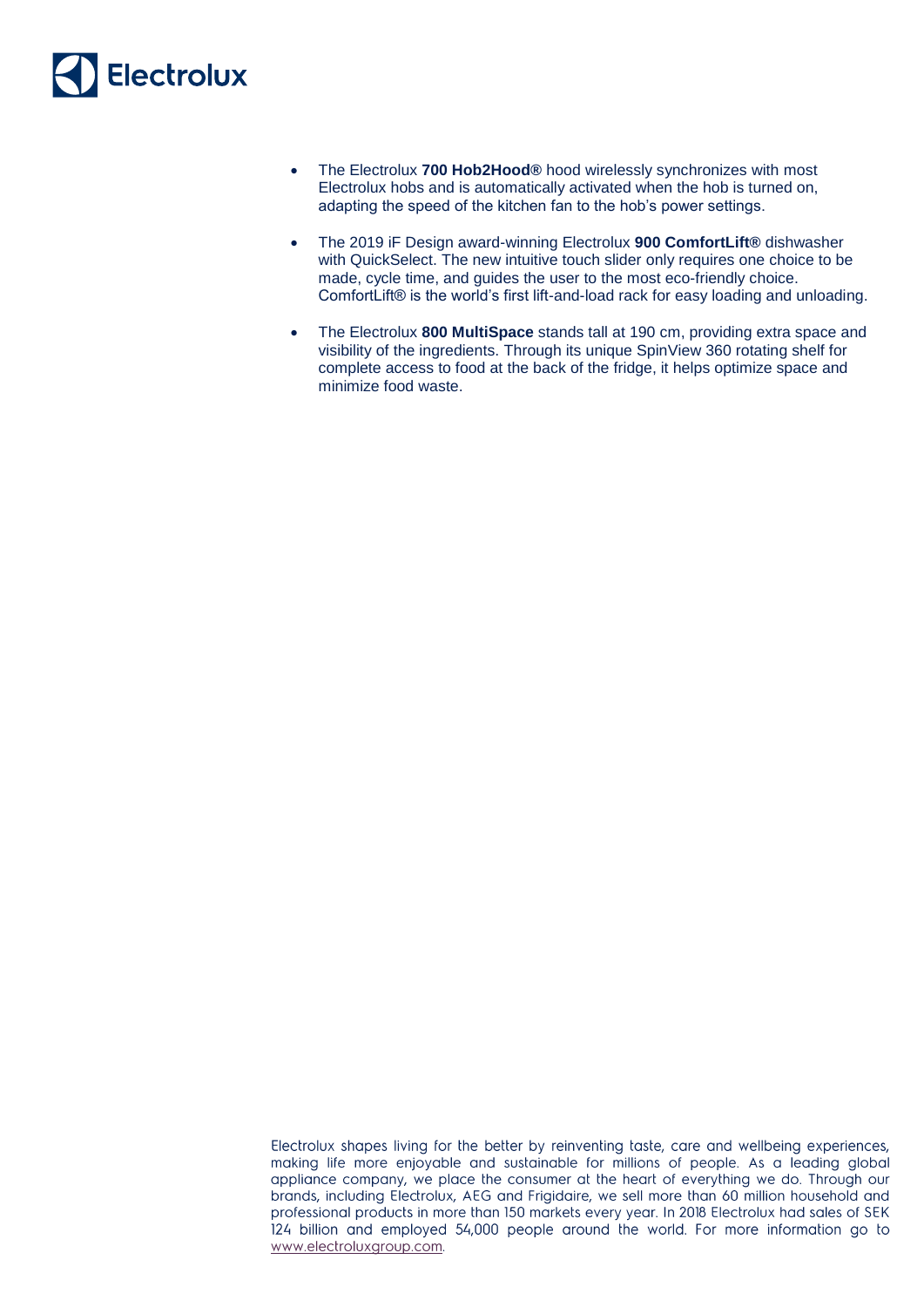- The Electrolux **700 Hob2Hood®** hood wirelessly synchronizes with most Electrolux hobs and is automatically activated when the hob is turned on, adapting the speed of the kitchen fan to the hob's power settings.

- The 2019 iF Design award-winning Electrolux **900 ComfortLift®** dishwasher with QuickSelect. The new intuitive touch slider only requires one choice to be made, cycle time, and guides the user to the most eco-friendly choice. ComfortLift® is the world's first lift-and-load rack for easy loading and unloading.

- The Electrolux **800 MultiSpace** stands tall at 190 cm, providing extra space and visibility of the ingredients. Through its unique SpinView 360 rotating shelf for complete access to food at the back of the fridge, it helps optimize space and minimize food waste.

Electrolux shapes living for the better by reinventing taste, care and wellbeing experiences, making life more enjoyable and sustainable for millions of people. As a leading global appliance company, we place the consumer at the heart of everything we do. Through our brands, including Electrolux, AEG and Frigidaire, we sell more than 60 million household and professional products in more than 150 markets every year. In 2018 Electrolux had sales of SEK 124 billion and employed 54,000 people around the world. For more information go to www.electroluxgroup.com.